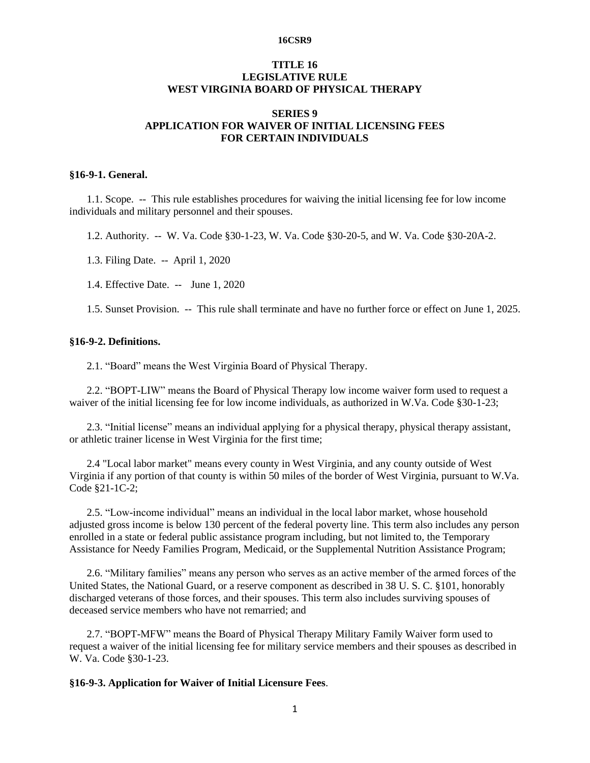16CSR9

# TITLE 16
# LEGISLATIVE RULE
# WEST VIRGINIA BOARD OF PHYSICAL THERAPY

## SERIES 9
## APPLICATION FOR WAIVER OF INITIAL LICENSING FEES FOR CERTAIN INDIVIDUALS

### §16-9-1. General.

1.1. Scope. -- This rule establishes procedures for waiving the initial licensing fee for low income individuals and military personnel and their spouses.

1.2. Authority. -- W. Va. Code §30-1-23, W. Va. Code §30-20-5, and W. Va. Code §30-20A-2.

1.3. Filing Date. -- April 1, 2020

1.4. Effective Date. -- June 1, 2020

1.5. Sunset Provision. -- This rule shall terminate and have no further force or effect on June 1, 2025.

### §16-9-2. Definitions.

2.1. "Board" means the West Virginia Board of Physical Therapy.

2.2. "BOPT-LIW" means the Board of Physical Therapy low income waiver form used to request a waiver of the initial licensing fee for low income individuals, as authorized in W.Va. Code §30-1-23;

2.3. "Initial license" means an individual applying for a physical therapy, physical therapy assistant, or athletic trainer license in West Virginia for the first time;

2.4 "Local labor market" means every county in West Virginia, and any county outside of West Virginia if any portion of that county is within 50 miles of the border of West Virginia, pursuant to W.Va. Code §21-1C-2;

2.5. "Low-income individual" means an individual in the local labor market, whose household adjusted gross income is below 130 percent of the federal poverty line. This term also includes any person enrolled in a state or federal public assistance program including, but not limited to, the Temporary Assistance for Needy Families Program, Medicaid, or the Supplemental Nutrition Assistance Program;

2.6. "Military families" means any person who serves as an active member of the armed forces of the United States, the National Guard, or a reserve component as described in 38 U. S. C. §101, honorably discharged veterans of those forces, and their spouses. This term also includes surviving spouses of deceased service members who have not remarried; and

2.7. "BOPT-MFW" means the Board of Physical Therapy Military Family Waiver form used to request a waiver of the initial licensing fee for military service members and their spouses as described in W. Va. Code §30-1-23.

### §16-9-3. Application for Waiver of Initial Licensure Fees.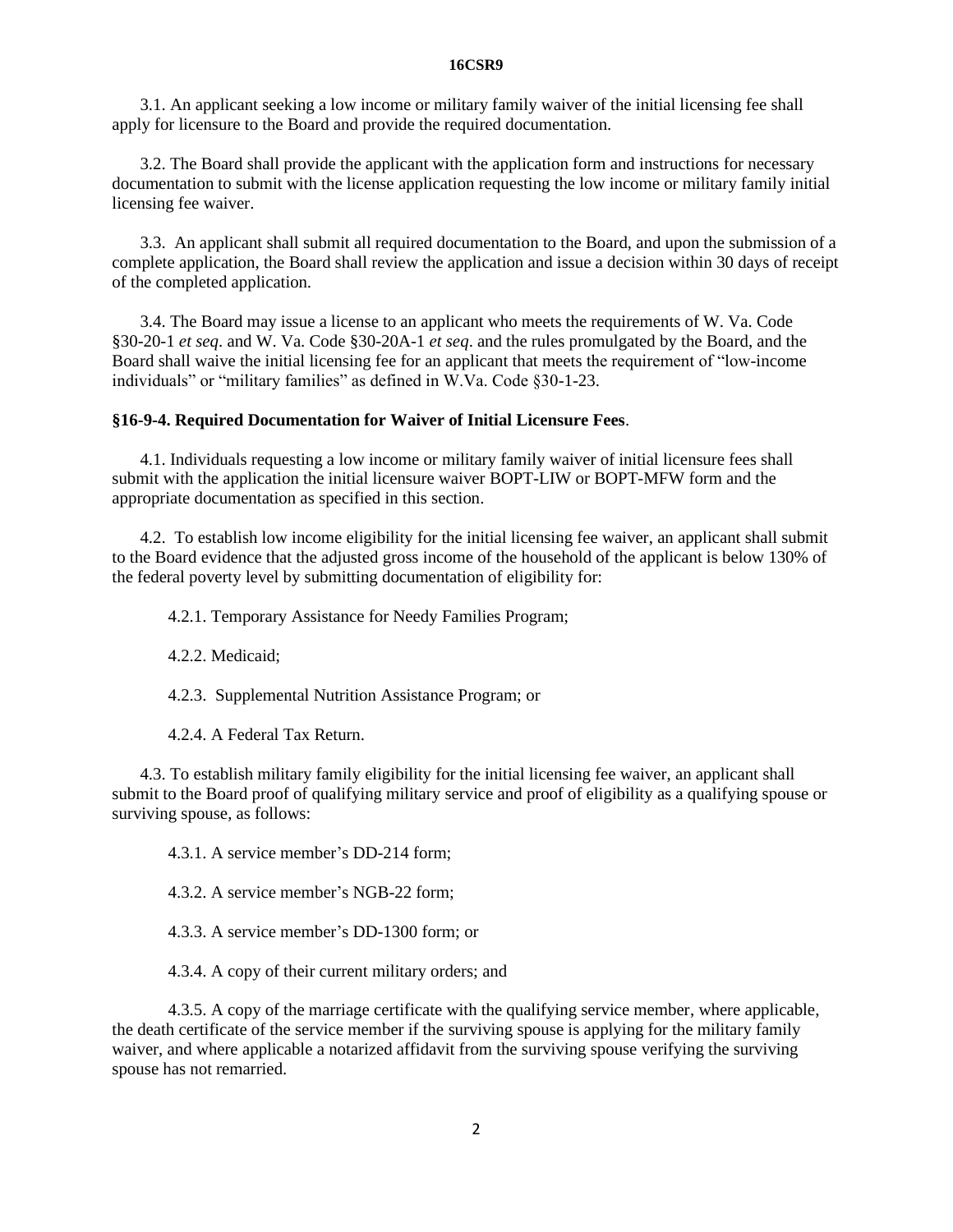3.1. An applicant seeking a low income or military family waiver of the initial licensing fee shall apply for licensure to the Board and provide the required documentation.

3.2. The Board shall provide the applicant with the application form and instructions for necessary documentation to submit with the license application requesting the low income or military family initial licensing fee waiver.

3.3. An applicant shall submit all required documentation to the Board, and upon the submission of a complete application, the Board shall review the application and issue a decision within 30 days of receipt of the completed application.

3.4. The Board may issue a license to an applicant who meets the requirements of W. Va. Code §30-20-1 *et seq*. and W. Va. Code §30-20A-1 *et seq*. and the rules promulgated by the Board, and the Board shall waive the initial licensing fee for an applicant that meets the requirement of "low-income individuals" or "military families" as defined in W.Va. Code §30-1-23.

**§16-9-4. Required Documentation for Waiver of Initial Licensure Fees**.

4.1. Individuals requesting a low income or military family waiver of initial licensure fees shall submit with the application the initial licensure waiver BOPT-LIW or BOPT-MFW form and the appropriate documentation as specified in this section.

4.2. To establish low income eligibility for the initial licensing fee waiver, an applicant shall submit to the Board evidence that the adjusted gross income of the household of the applicant is below 130% of the federal poverty level by submitting documentation of eligibility for:

4.2.1. Temporary Assistance for Needy Families Program;

4.2.2. Medicaid;

4.2.3. Supplemental Nutrition Assistance Program; or

4.2.4. A Federal Tax Return.

4.3. To establish military family eligibility for the initial licensing fee waiver, an applicant shall submit to the Board proof of qualifying military service and proof of eligibility as a qualifying spouse or surviving spouse, as follows:

4.3.1. A service member's DD-214 form;

4.3.2. A service member's NGB-22 form;

4.3.3. A service member's DD-1300 form; or

4.3.4. A copy of their current military orders; and

4.3.5. A copy of the marriage certificate with the qualifying service member, where applicable, the death certificate of the service member if the surviving spouse is applying for the military family waiver, and where applicable a notarized affidavit from the surviving spouse verifying the surviving spouse has not remarried.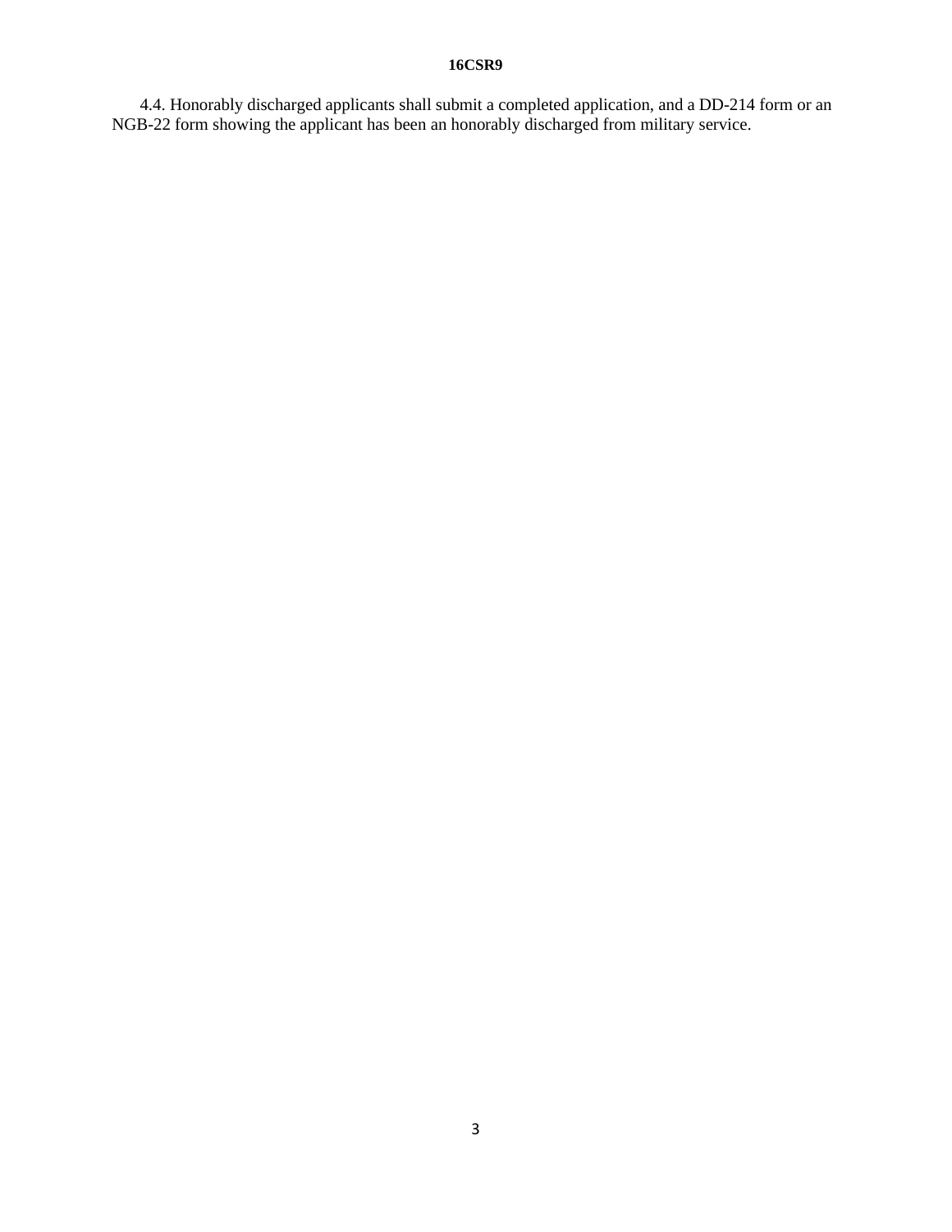4.4. Honorably discharged applicants shall submit a completed application, and a DD-214 form or an NGB-22 form showing the applicant has been an honorably discharged from military service.